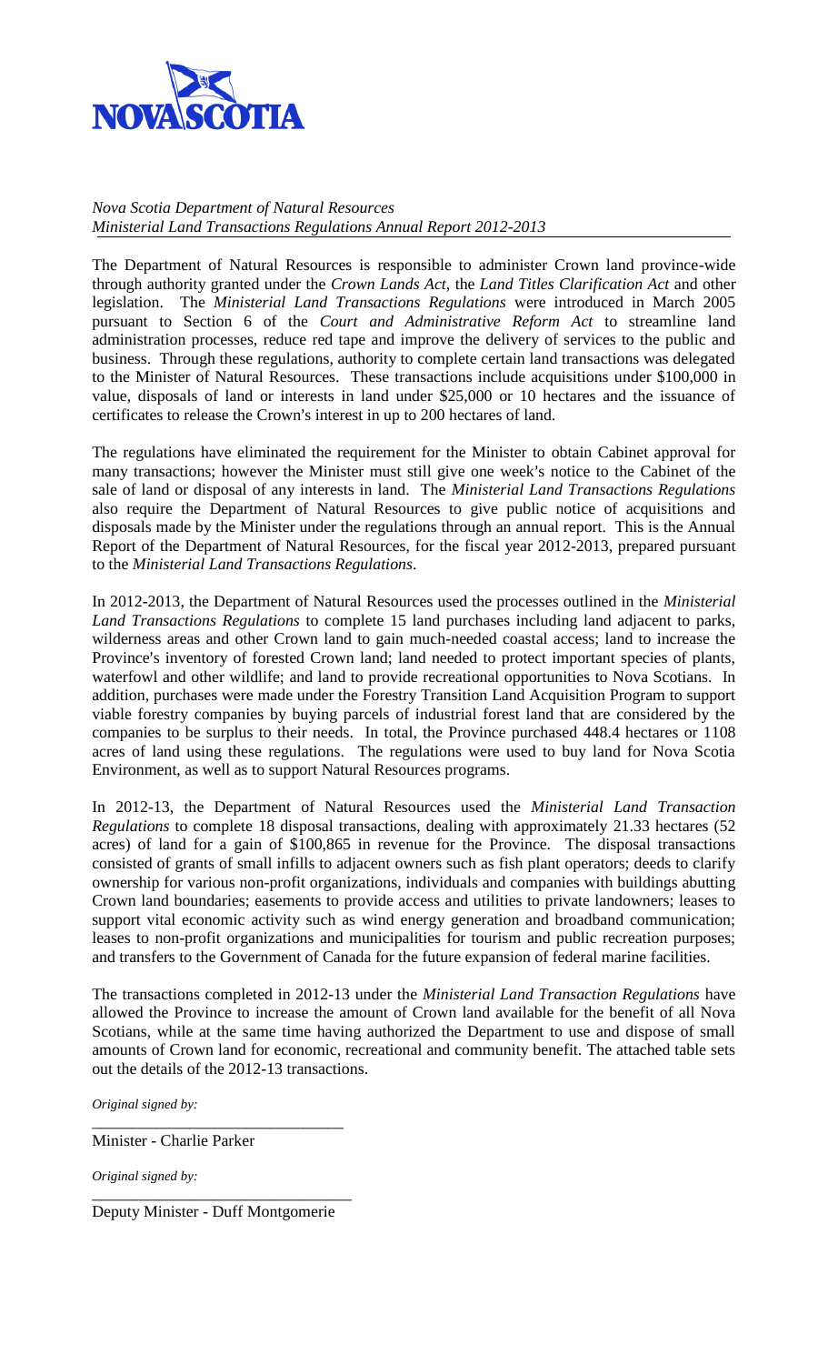*Nova Scotia Department of Natural Resources*
*Ministerial Land Transactions Regulations Annual Report 2012-2013*

The Department of Natural Resources is responsible to administer Crown land province-wide through authority granted under the *Crown Lands Act*, the *Land Titles Clarification Act* and other legislation. The *Ministerial Land Transactions Regulations* were introduced in March 2005 pursuant to Section 6 of the *Court and Administrative Reform Act* to streamline land administration processes, reduce red tape and improve the delivery of services to the public and business. Through these regulations, authority to complete certain land transactions was delegated to the Minister of Natural Resources. These transactions include acquisitions under $100,000 in value, disposals of land or interests in land under $25,000 or 10 hectares and the issuance of certificates to release the Crown's interest in up to 200 hectares of land.

The regulations have eliminated the requirement for the Minister to obtain Cabinet approval for many transactions; however the Minister must still give one week's notice to the Cabinet of the sale of land or disposal of any interests in land. The *Ministerial Land Transactions Regulations* also require the Department of Natural Resources to give public notice of acquisitions and disposals made by the Minister under the regulations through an annual report. This is the Annual Report of the Department of Natural Resources, for the fiscal year 2012-2013, prepared pursuant to the *Ministerial Land Transactions Regulations*.

In 2012-2013, the Department of Natural Resources used the processes outlined in the *Ministerial Land Transactions Regulations* to complete 15 land purchases including land adjacent to parks, wilderness areas and other Crown land to gain much-needed coastal access; land to increase the Province's inventory of forested Crown land; land needed to protect important species of plants, waterfowl and other wildlife; and land to provide recreational opportunities to Nova Scotians. In addition, purchases were made under the Forestry Transition Land Acquisition Program to support viable forestry companies by buying parcels of industrial forest land that are considered by the companies to be surplus to their needs. In total, the Province purchased 448.4 hectares or 1108 acres of land using these regulations. The regulations were used to buy land for Nova Scotia Environment, as well as to support Natural Resources programs.

In 2012-13, the Department of Natural Resources used the *Ministerial Land Transaction Regulations* to complete 18 disposal transactions, dealing with approximately 21.33 hectares (52 acres) of land for a gain of $100,865 in revenue for the Province. The disposal transactions consisted of grants of small infills to adjacent owners such as fish plant operators; deeds to clarify ownership for various non-profit organizations, individuals and companies with buildings abutting Crown land boundaries; easements to provide access and utilities to private landowners; leases to support vital economic activity such as wind energy generation and broadband communication; leases to non-profit organizations and municipalities for tourism and public recreation purposes; and transfers to the Government of Canada for the future expansion of federal marine facilities.

The transactions completed in 2012-13 under the *Ministerial Land Transaction Regulations* have allowed the Province to increase the amount of Crown land available for the benefit of all Nova Scotians, while at the same time having authorized the Department to use and dispose of small amounts of Crown land for economic, recreational and community benefit. The attached table sets out the details of the 2012-13 transactions.

*Original signed by:*

Minister - Charlie Parker

*Original signed by:*

Deputy Minister - Duff Montgomerie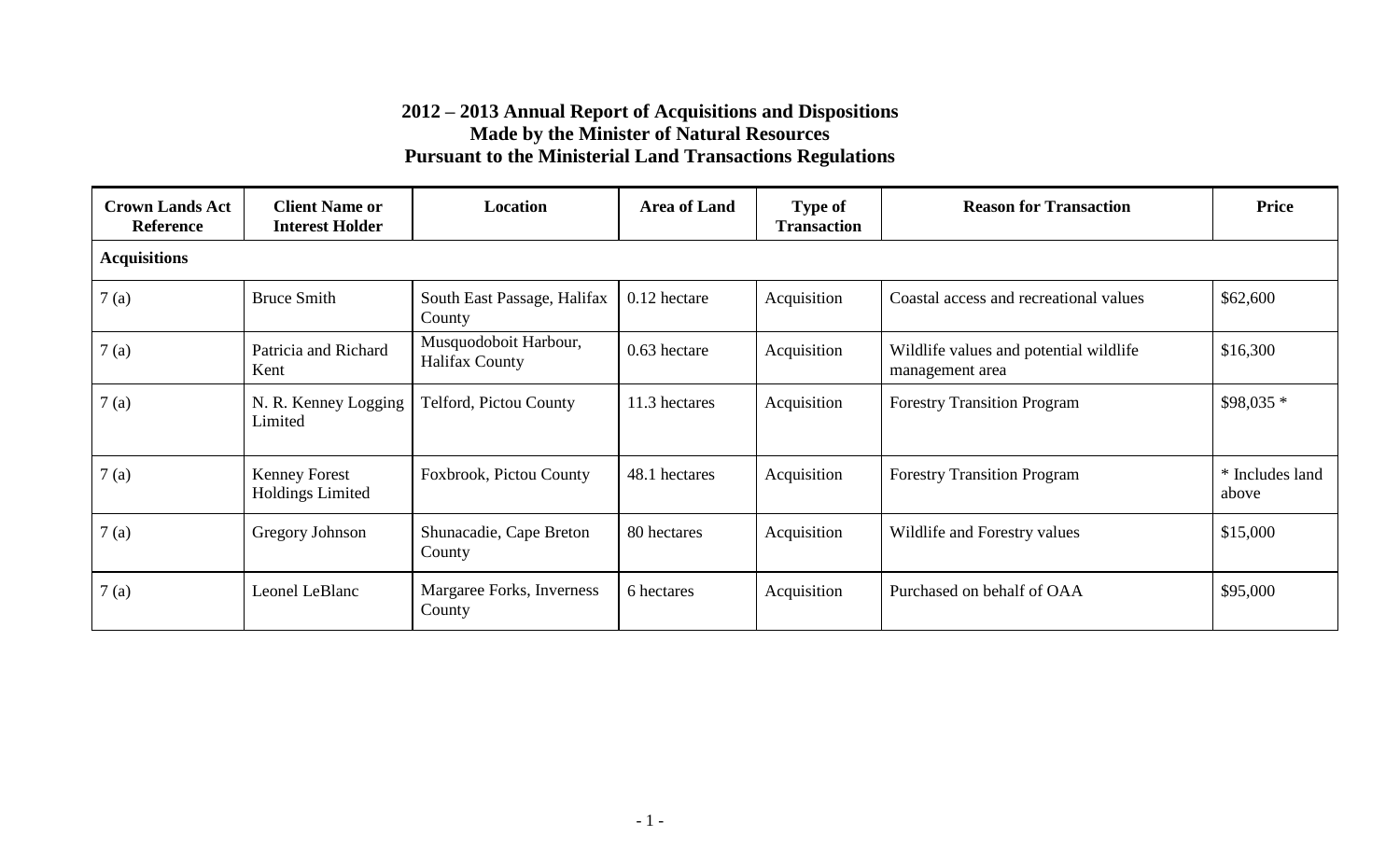# 2012 – 2013 Annual Report of Acquisitions and Dispositions
## Made by the Minister of Natural Resources
## Pursuant to the Ministerial Land Transactions Regulations

| Crown Lands Act Reference | Client Name or Interest Holder | Location | Area of Land | Type of Transaction | Reason for Transaction | Price |
|---|---|---|---|---|---|---|
| **Acquisitions** | | | | | | |
| 7 (a) | Bruce Smith | South East Passage, Halifax County | 0.12 hectare | Acquisition | Coastal access and recreational values | $62,600 |
| 7 (a) | Patricia and Richard Kent | Musquodoboit Harbour, Halifax County | 0.63 hectare | Acquisition | Wildlife values and potential wildlife management area | $16,300 |
| 7 (a) | N. R. Kenney Logging Limited | Telford, Pictou County | 11.3 hectares | Acquisition | Forestry Transition Program | $98,035 * |
| 7 (a) | Kenney Forest Holdings Limited | Foxbrook, Pictou County | 48.1 hectares | Acquisition | Forestry Transition Program | * Includes land above |
| 7 (a) | Gregory Johnson | Shunacadie, Cape Breton County | 80 hectares | Acquisition | Wildlife and Forestry values | $15,000 |
| 7 (a) | Leonel LeBlanc | Margaree Forks, Inverness County | 6 hectares | Acquisition | Purchased on behalf of OAA | $95,000 |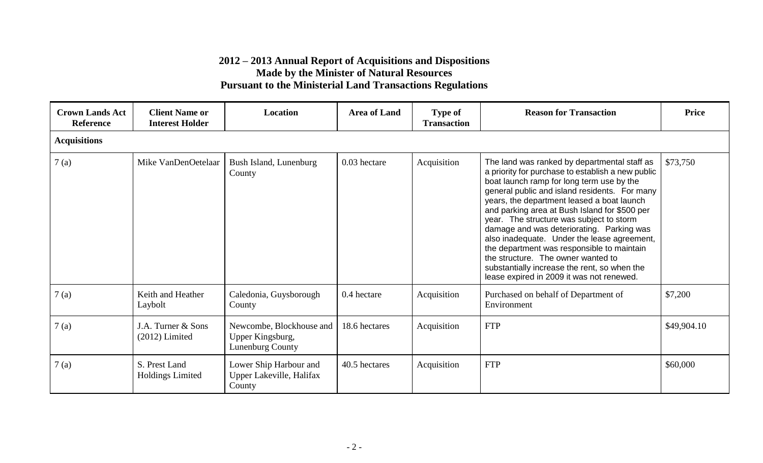# 2012 – 2013 Annual Report of Acquisitions and Dispositions
## Made by the Minister of Natural Resources
## Pursuant to the Ministerial Land Transactions Regulations

| Crown Lands Act Reference | Client Name or Interest Holder | Location | Area of Land | Type of Transaction | Reason for Transaction | Price |
|---|---|---|---|---|---|---|
| **Acquisitions** | | | | | | |
| 7 (a) | Mike VanDenOetelaar | Bush Island, Lunenburg County | 0.03 hectare | Acquisition | The land was ranked by departmental staff as a priority for purchase to establish a new public boat launch ramp for long term use by the general public and island residents. For many years, the department leased a boat launch and parking area at Bush Island for $500 per year. The structure was subject to storm damage and was deteriorating. Parking was also inadequate. Under the lease agreement, the department was responsible to maintain the structure. The owner wanted to substantially increase the rent, so when the lease expired in 2009 it was not renewed. | $73,750 |
| 7 (a) | Keith and Heather Laybolt | Caledonia, Guysborough County | 0.4 hectare | Acquisition | Purchased on behalf of Department of Environment | $7,200 |
| 7 (a) | J.A. Turner & Sons (2012) Limited | Newcombe, Blockhouse and Upper Kingsburg, Lunenburg County | 18.6 hectares | Acquisition | FTP | $49,904.10 |
| 7 (a) | S. Prest Land Holdings Limited | Lower Ship Harbour and Upper Lakeville, Halifax County | 40.5 hectares | Acquisition | FTP | $60,000 |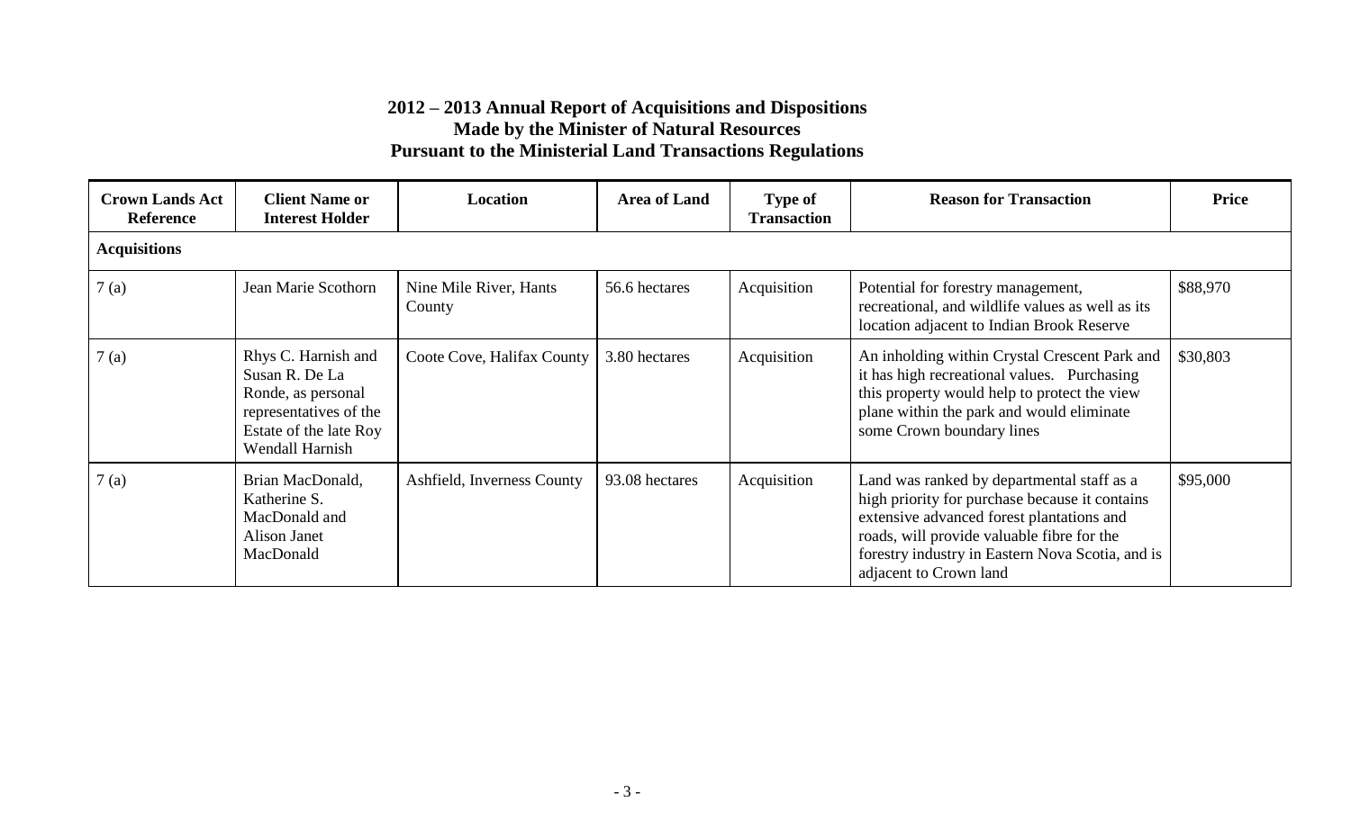## 2012 – 2013 Annual Report of Acquisitions and Dispositions Made by the Minister of Natural Resources Pursuant to the Ministerial Land Transactions Regulations

| Crown Lands Act Reference | Client Name or Interest Holder | Location | Area of Land | Type of Transaction | Reason for Transaction | Price |
|---|---|---|---|---|---|---|
| **Acquisitions** | | | | | | |
| 7 (a) | Jean Marie Scothorn | Nine Mile River, Hants County | 56.6 hectares | Acquisition | Potential for forestry management, recreational, and wildlife values as well as its location adjacent to Indian Brook Reserve | $88,970 |
| 7 (a) | Rhys C. Harnish and Susan R. De La Ronde, as personal representatives of the Estate of the late Roy Wendall Harnish | Coote Cove, Halifax County | 3.80 hectares | Acquisition | An inholding within Crystal Crescent Park and it has high recreational values. Purchasing this property would help to protect the view plane within the park and would eliminate some Crown boundary lines | $30,803 |
| 7 (a) | Brian MacDonald, Katherine S. MacDonald and Alison Janet MacDonald | Ashfield, Inverness County | 93.08 hectares | Acquisition | Land was ranked by departmental staff as a high priority for purchase because it contains extensive advanced forest plantations and roads, will provide valuable fibre for the forestry industry in Eastern Nova Scotia, and is adjacent to Crown land | $95,000 |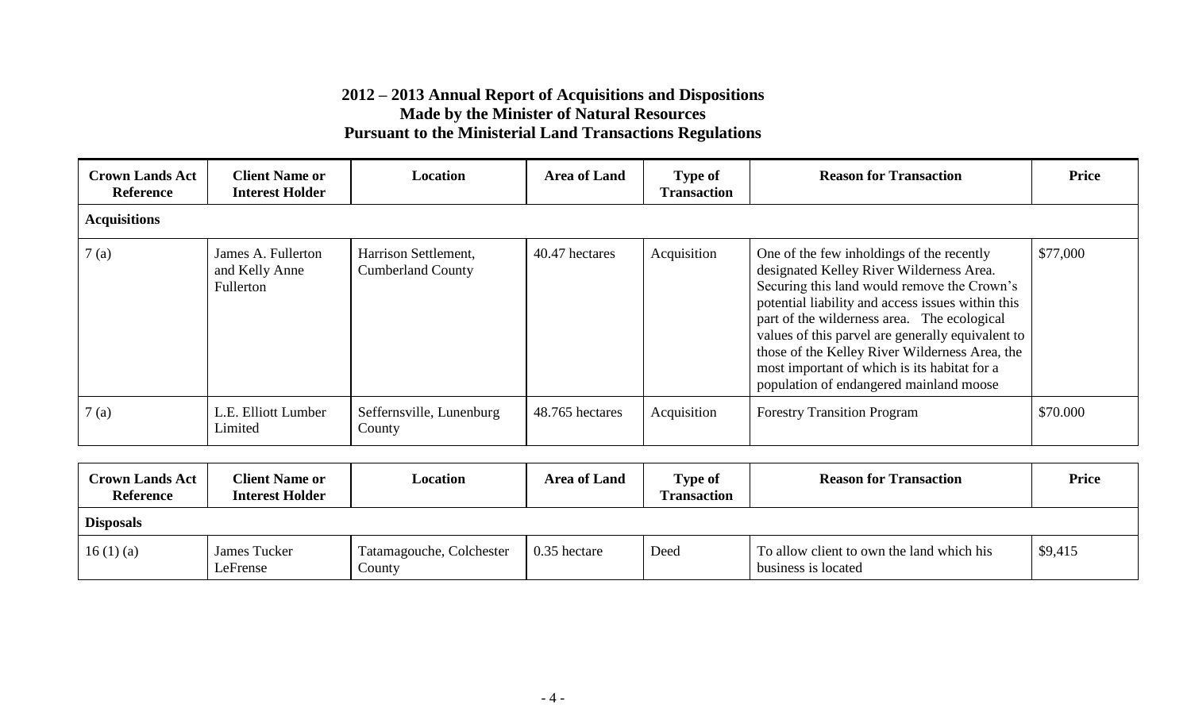# 2012 – 2013 Annual Report of Acquisitions and Dispositions Made by the Minister of Natural Resources Pursuant to the Ministerial Land Transactions Regulations

| Crown Lands Act Reference | Client Name or Interest Holder | Location | Area of Land | Type of Transaction | Reason for Transaction | Price |
|---|---|---|---|---|---|---|
| **Acquisitions** | | | | | | |
| 7 (a) | James A. Fullerton and Kelly Anne Fullerton | Harrison Settlement, Cumberland County | 40.47 hectares | Acquisition | One of the few inholdings of the recently designated Kelley River Wilderness Area. Securing this land would remove the Crown's potential liability and access issues within this part of the wilderness area. The ecological values of this parvel are generally equivalent to those of the Kelley River Wilderness Area, the most important of which is its habitat for a population of endangered mainland moose | $77,000 |
| 7 (a) | L.E. Elliott Lumber Limited | Seffernsville, Lunenburg County | 48.765 hectares | Acquisition | Forestry Transition Program | $70.000 |

| Crown Lands Act Reference | Client Name or Interest Holder | Location | Area of Land | Type of Transaction | Reason for Transaction | Price |
|---|---|---|---|---|---|---|
| **Disposals** | | | | | | |
| 16 (1) (a) | James Tucker LeFrense | Tatamagouche, Colchester County | 0.35 hectare | Deed | To allow client to own the land which his business is located | $9,415 |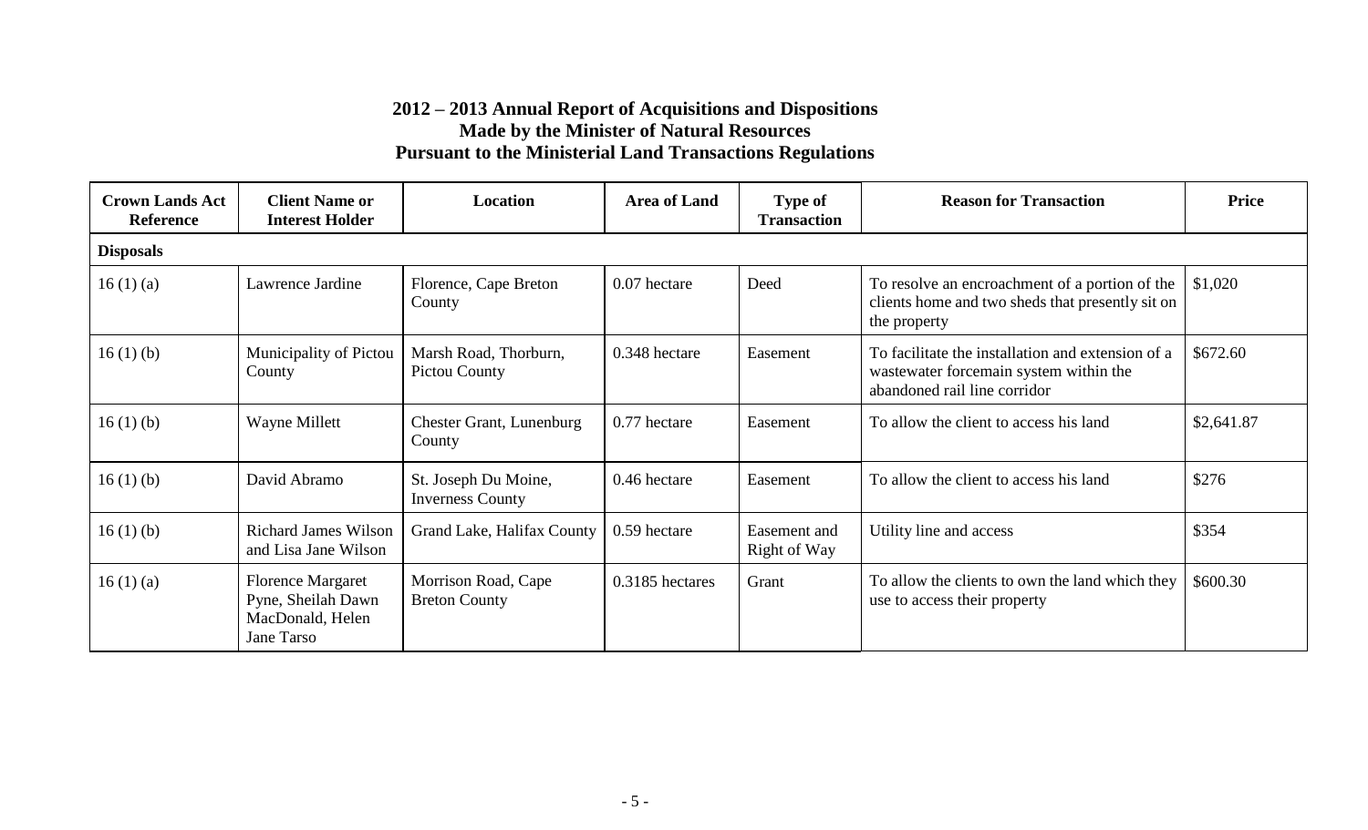# 2012 – 2013 Annual Report of Acquisitions and Dispositions Made by the Minister of Natural Resources Pursuant to the Ministerial Land Transactions Regulations

| Crown Lands Act Reference | Client Name or Interest Holder | Location | Area of Land | Type of Transaction | Reason for Transaction | Price |
|---|---|---|---|---|---|---|
| **Disposals** | | | | | | |
| 16 (1) (a) | Lawrence Jardine | Florence, Cape Breton County | 0.07 hectare | Deed | To resolve an encroachment of a portion of the clients home and two sheds that presently sit on the property | $1,020 |
| 16 (1) (b) | Municipality of Pictou County | Marsh Road, Thorburn, Pictou County | 0.348 hectare | Easement | To facilitate the installation and extension of a wastewater forcemain system within the abandoned rail line corridor | $672.60 |
| 16 (1) (b) | Wayne Millett | Chester Grant, Lunenburg County | 0.77 hectare | Easement | To allow the client to access his land | $2,641.87 |
| 16 (1) (b) | David Abramo | St. Joseph Du Moine, Inverness County | 0.46 hectare | Easement | To allow the client to access his land | $276 |
| 16 (1) (b) | Richard James Wilson and Lisa Jane Wilson | Grand Lake, Halifax County | 0.59 hectare | Easement and Right of Way | Utility line and access | $354 |
| 16 (1) (a) | Florence Margaret Pyne, Sheilah Dawn MacDonald, Helen Jane Tarso | Morrison Road, Cape Breton County | 0.3185 hectares | Grant | To allow the clients to own the land which they use to access their property | $600.30 |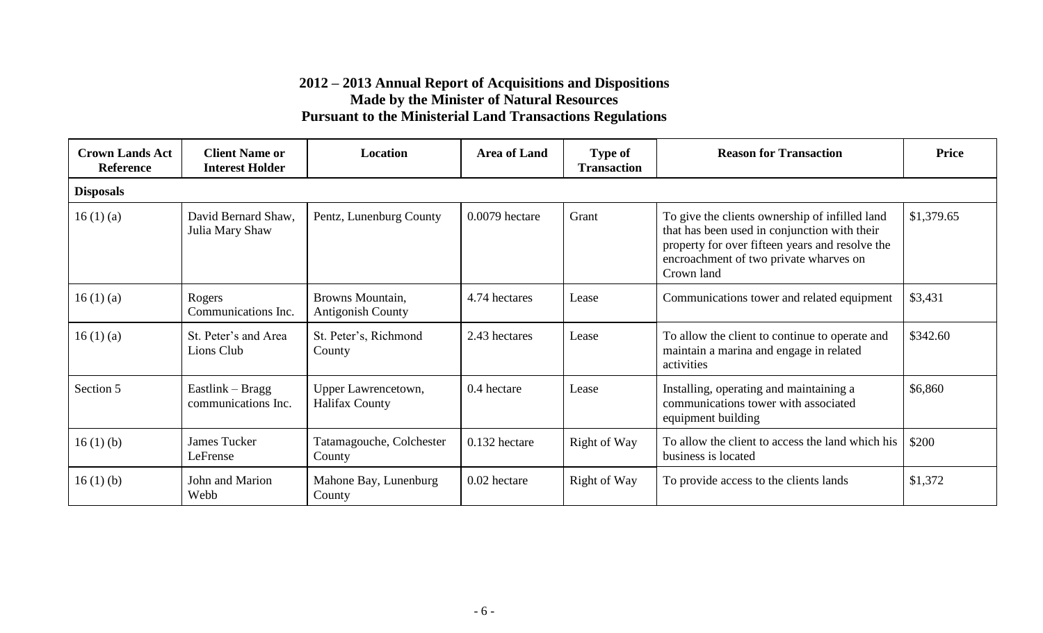# 2012 – 2013 Annual Report of Acquisitions and Dispositions Made by the Minister of Natural Resources Pursuant to the Ministerial Land Transactions Regulations

| Crown Lands Act Reference | Client Name or Interest Holder | Location | Area of Land | Type of Transaction | Reason for Transaction | Price |
|---|---|---|---|---|---|---|
| **Disposals** | | | | | | |
| 16 (1) (a) | David Bernard Shaw, Julia Mary Shaw | Pentz, Lunenburg County | 0.0079 hectare | Grant | To give the clients ownership of infilled land that has been used in conjunction with their property for over fifteen years and resolve the encroachment of two private wharves on Crown land | $1,379.65 |
| 16 (1) (a) | Rogers Communications Inc. | Browns Mountain, Antigonish County | 4.74 hectares | Lease | Communications tower and related equipment | $3,431 |
| 16 (1) (a) | St. Peter's and Area Lions Club | St. Peter's, Richmond County | 2.43 hectares | Lease | To allow the client to continue to operate and maintain a marina and engage in related activities | $342.60 |
| Section 5 | Eastlink – Bragg communications Inc. | Upper Lawrencetown, Halifax County | 0.4 hectare | Lease | Installing, operating and maintaining a communications tower with associated equipment building | $6,860 |
| 16 (1) (b) | James Tucker LeFrense | Tatamagouche, Colchester County | 0.132 hectare | Right of Way | To allow the client to access the land which his business is located | $200 |
| 16 (1) (b) | John and Marion Webb | Mahone Bay, Lunenburg County | 0.02 hectare | Right of Way | To provide access to the clients lands | $1,372 |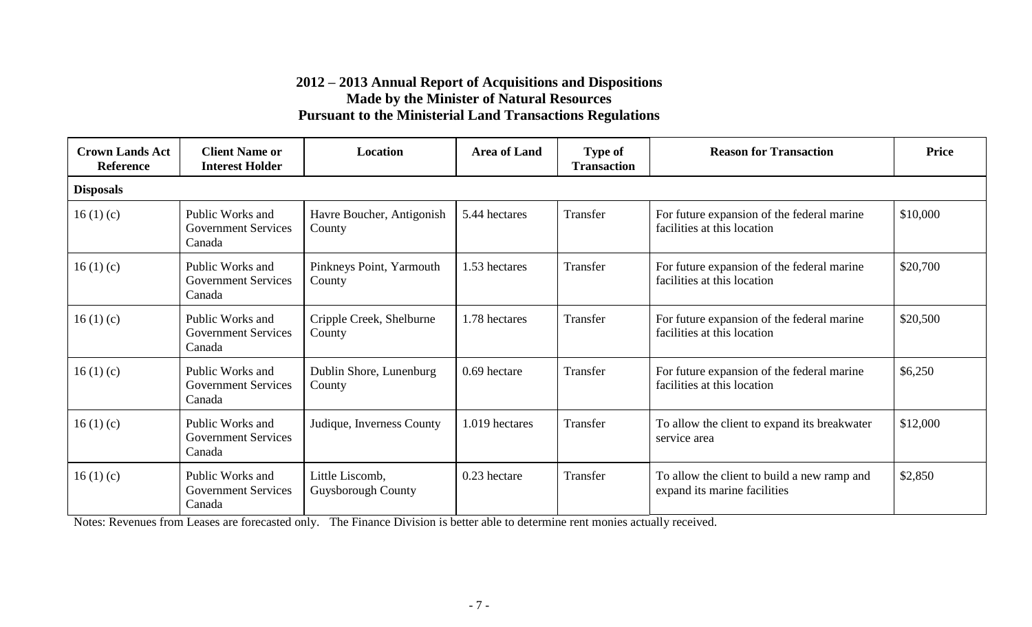# 2012 – 2013 Annual Report of Acquisitions and Dispositions Made by the Minister of Natural Resources Pursuant to the Ministerial Land Transactions Regulations

| Crown Lands Act Reference | Client Name or Interest Holder | Location | Area of Land | Type of Transaction | Reason for Transaction | Price |
|---|---|---|---|---|---|---|
| **Disposals** | | | | | | |
| 16 (1) (c) | Public Works and Government Services Canada | Havre Boucher, Antigonish County | 5.44 hectares | Transfer | For future expansion of the federal marine facilities at this location | $10,000 |
| 16 (1) (c) | Public Works and Government Services Canada | Pinkneys Point, Yarmouth County | 1.53 hectares | Transfer | For future expansion of the federal marine facilities at this location | $20,700 |
| 16 (1) (c) | Public Works and Government Services Canada | Cripple Creek, Shelburne County | 1.78 hectares | Transfer | For future expansion of the federal marine facilities at this location | $20,500 |
| 16 (1) (c) | Public Works and Government Services Canada | Dublin Shore, Lunenburg County | 0.69 hectare | Transfer | For future expansion of the federal marine facilities at this location | $6,250 |
| 16 (1) (c) | Public Works and Government Services Canada | Judique, Inverness County | 1.019 hectares | Transfer | To allow the client to expand its breakwater service area | $12,000 |
| 16 (1) (c) | Public Works and Government Services Canada | Little Liscomb, Guysborough County | 0.23 hectare | Transfer | To allow the client to build a new ramp and expand its marine facilities | $2,850 |

Notes: Revenues from Leases are forecasted only. The Finance Division is better able to determine rent monies actually received.